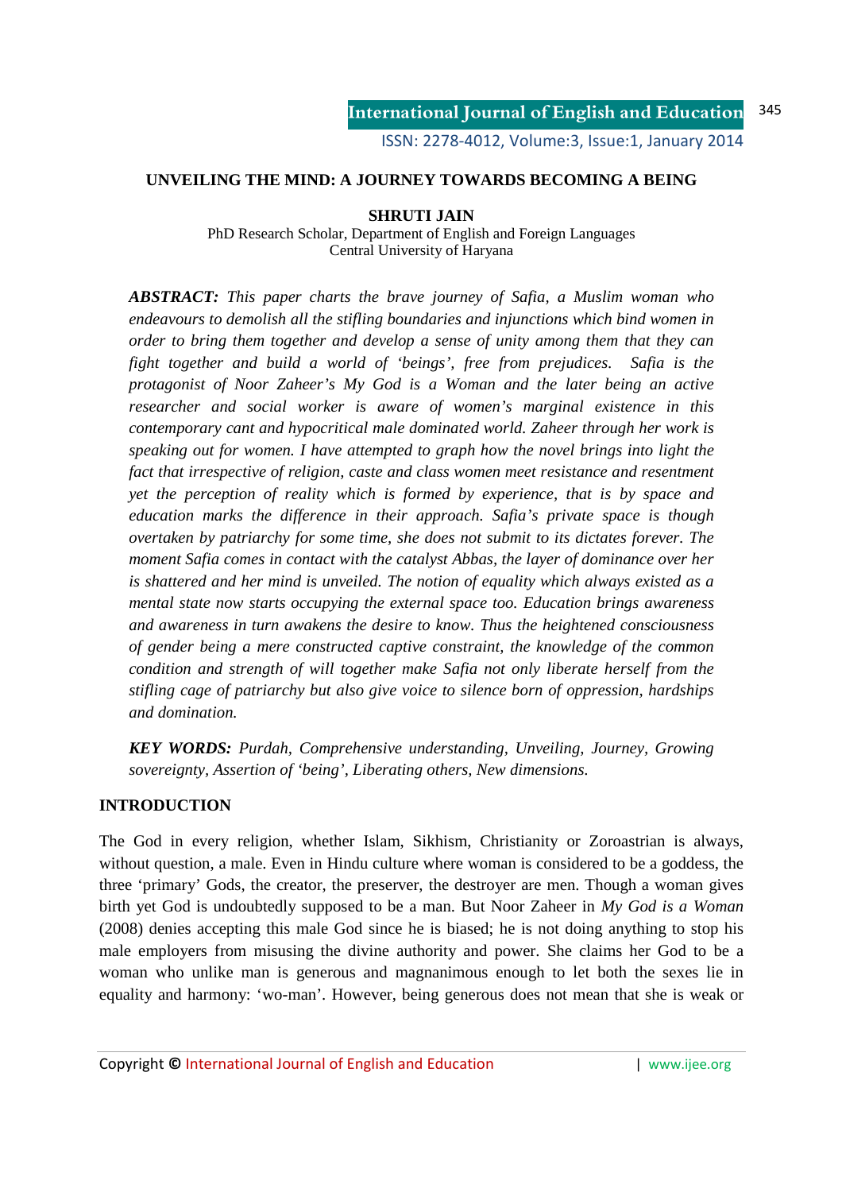# UNVEILING THE MIND: A JOURNEY TOWARDS BECOMING A BEING

**SHRUTI JAIN**

PhD Research Scholar, Department of English and Foreign Languages
Central University of Haryana

***ABSTRACT:*** *This paper charts the brave journey of Safia, a Muslim woman who endeavours to demolish all the stifling boundaries and injunctions which bind women in order to bring them together and develop a sense of unity among them that they can fight together and build a world of 'beings', free from prejudices. Safia is the protagonist of Noor Zaheer's My God is a Woman and the later being an active researcher and social worker is aware of women's marginal existence in this contemporary cant and hypocritical male dominated world. Zaheer through her work is speaking out for women. I have attempted to graph how the novel brings into light the fact that irrespective of religion, caste and class women meet resistance and resentment yet the perception of reality which is formed by experience, that is by space and education marks the difference in their approach. Safia's private space is though overtaken by patriarchy for some time, she does not submit to its dictates forever. The moment Safia comes in contact with the catalyst Abbas, the layer of dominance over her is shattered and her mind is unveiled. The notion of equality which always existed as a mental state now starts occupying the external space too. Education brings awareness and awareness in turn awakens the desire to know. Thus the heightened consciousness of gender being a mere constructed captive constraint, the knowledge of the common condition and strength of will together make Safia not only liberate herself from the stifling cage of patriarchy but also give voice to silence born of oppression, hardships and domination.*

***KEY WORDS:*** *Purdah, Comprehensive understanding, Unveiling, Journey, Growing sovereignty, Assertion of 'being', Liberating others, New dimensions.*

## INTRODUCTION

The God in every religion, whether Islam, Sikhism, Christianity or Zoroastrian is always, without question, a male. Even in Hindu culture where woman is considered to be a goddess, the three 'primary' Gods, the creator, the preserver, the destroyer are men. Though a woman gives birth yet God is undoubtedly supposed to be a man. But Noor Zaheer in *My God is a Woman* (2008) denies accepting this male God since he is biased; he is not doing anything to stop his male employers from misusing the divine authority and power. She claims her God to be a woman who unlike man is generous and magnanimous enough to let both the sexes lie in equality and harmony: 'wo-man'. However, being generous does not mean that she is weak or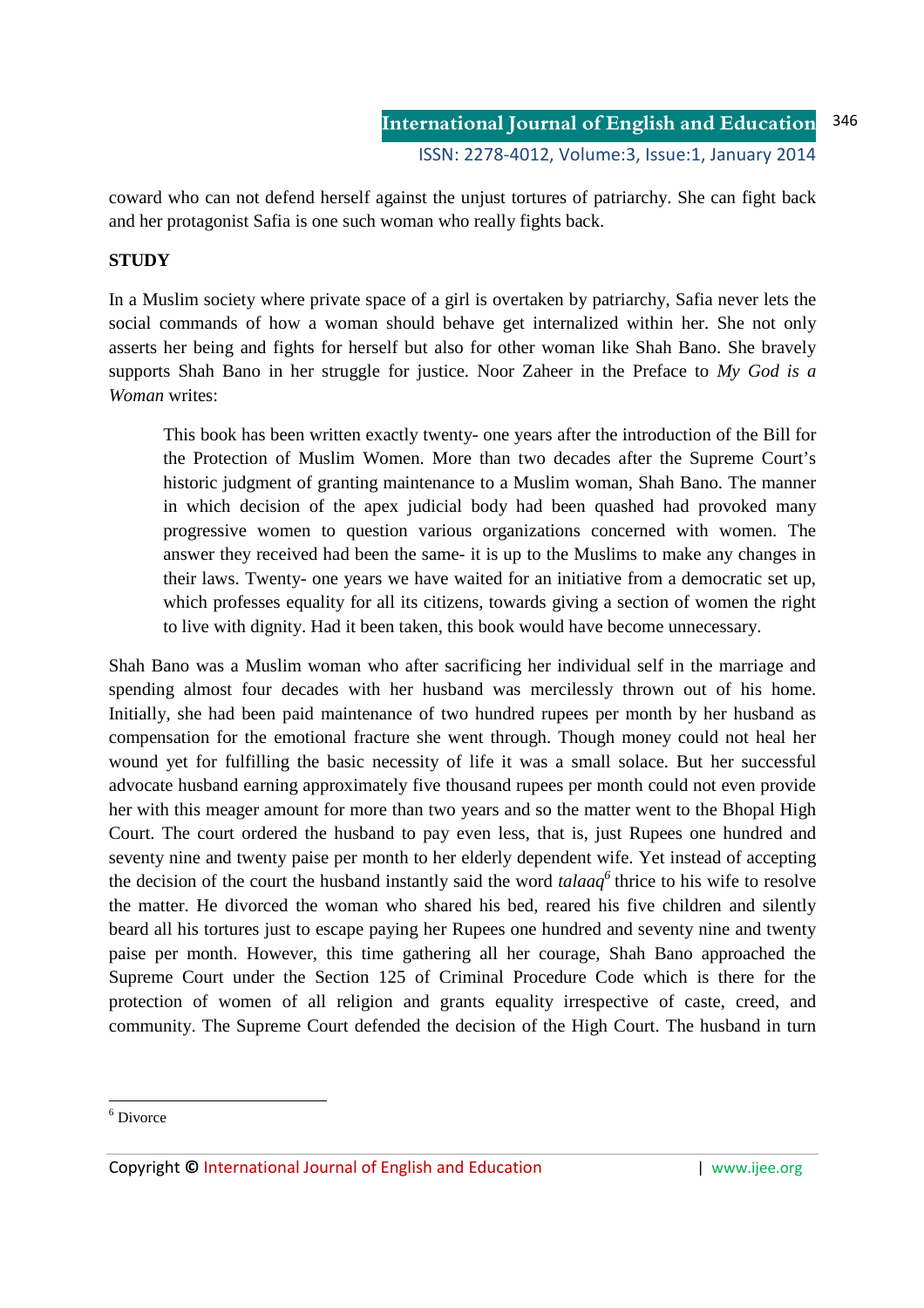coward who can not defend herself against the unjust tortures of patriarchy. She can fight back and her protagonist Safia is one such woman who really fights back.

**STUDY**

In a Muslim society where private space of a girl is overtaken by patriarchy, Safia never lets the social commands of how a woman should behave get internalized within her. She not only asserts her being and fights for herself but also for other woman like Shah Bano. She bravely supports Shah Bano in her struggle for justice. Noor Zaheer in the Preface to *My God is a Woman* writes:

> This book has been written exactly twenty- one years after the introduction of the Bill for the Protection of Muslim Women. More than two decades after the Supreme Court's historic judgment of granting maintenance to a Muslim woman, Shah Bano. The manner in which decision of the apex judicial body had been quashed had provoked many progressive women to question various organizations concerned with women. The answer they received had been the same- it is up to the Muslims to make any changes in their laws. Twenty- one years we have waited for an initiative from a democratic set up, which professes equality for all its citizens, towards giving a section of women the right to live with dignity. Had it been taken, this book would have become unnecessary.

Shah Bano was a Muslim woman who after sacrificing her individual self in the marriage and spending almost four decades with her husband was mercilessly thrown out of his home. Initially, she had been paid maintenance of two hundred rupees per month by her husband as compensation for the emotional fracture she went through. Though money could not heal her wound yet for fulfilling the basic necessity of life it was a small solace. But her successful advocate husband earning approximately five thousand rupees per month could not even provide her with this meager amount for more than two years and so the matter went to the Bhopal High Court. The court ordered the husband to pay even less, that is, just Rupees one hundred and seventy nine and twenty paise per month to her elderly dependent wife. Yet instead of accepting the decision of the court the husband instantly said the word *talaaq*[6] thrice to his wife to resolve the matter. He divorced the woman who shared his bed, reared his five children and silently beard all his tortures just to escape paying her Rupees one hundred and seventy nine and twenty paise per month. However, this time gathering all her courage, Shah Bano approached the Supreme Court under the Section 125 of Criminal Procedure Code which is there for the protection of women of all religion and grants equality irrespective of caste, creed, and community. The Supreme Court defended the decision of the High Court. The husband in turn

[6] Divorce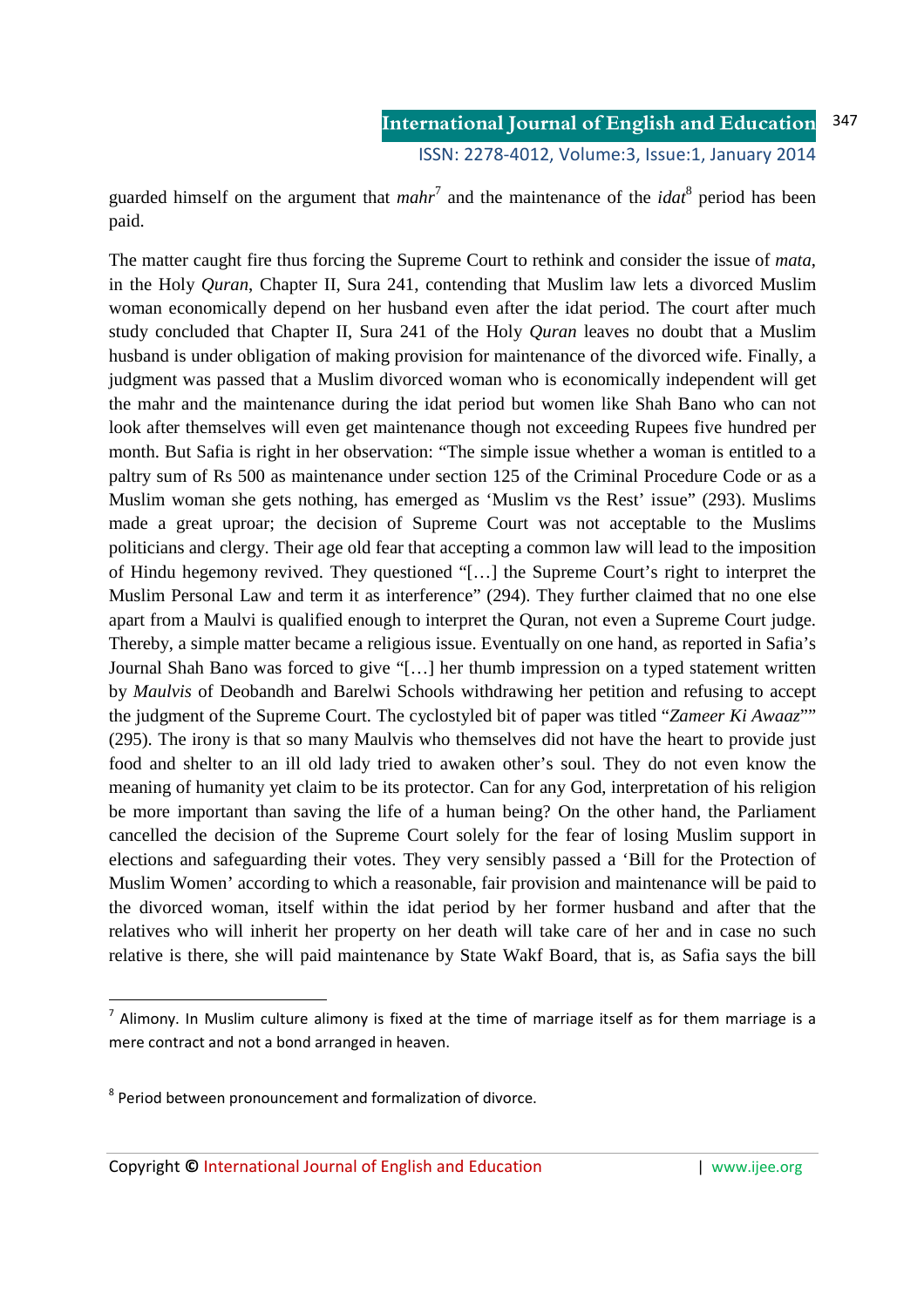guarded himself on the argument that *mahr*[7] and the maintenance of the *idat*[8] period has been paid.

The matter caught fire thus forcing the Supreme Court to rethink and consider the issue of *mata*, in the Holy *Quran*, Chapter II, Sura 241, contending that Muslim law lets a divorced Muslim woman economically depend on her husband even after the idat period. The court after much study concluded that Chapter II, Sura 241 of the Holy *Quran* leaves no doubt that a Muslim husband is under obligation of making provision for maintenance of the divorced wife. Finally, a judgment was passed that a Muslim divorced woman who is economically independent will get the mahr and the maintenance during the idat period but women like Shah Bano who can not look after themselves will even get maintenance though not exceeding Rupees five hundred per month. But Safia is right in her observation: "The simple issue whether a woman is entitled to a paltry sum of Rs 500 as maintenance under section 125 of the Criminal Procedure Code or as a Muslim woman she gets nothing, has emerged as 'Muslim vs the Rest' issue" (293). Muslims made a great uproar; the decision of Supreme Court was not acceptable to the Muslims politicians and clergy. Their age old fear that accepting a common law will lead to the imposition of Hindu hegemony revived. They questioned "[…] the Supreme Court's right to interpret the Muslim Personal Law and term it as interference" (294). They further claimed that no one else apart from a Maulvi is qualified enough to interpret the Quran, not even a Supreme Court judge. Thereby, a simple matter became a religious issue. Eventually on one hand, as reported in Safia's Journal Shah Bano was forced to give "[…] her thumb impression on a typed statement written by *Maulvis* of Deobandh and Barelwi Schools withdrawing her petition and refusing to accept the judgment of the Supreme Court. The cyclostyled bit of paper was titled "*Zameer Ki Awaaz*"" (295). The irony is that so many Maulvis who themselves did not have the heart to provide just food and shelter to an ill old lady tried to awaken other's soul. They do not even know the meaning of humanity yet claim to be its protector. Can for any God, interpretation of his religion be more important than saving the life of a human being? On the other hand, the Parliament cancelled the decision of the Supreme Court solely for the fear of losing Muslim support in elections and safeguarding their votes. They very sensibly passed a 'Bill for the Protection of Muslim Women' according to which a reasonable, fair provision and maintenance will be paid to the divorced woman, itself within the idat period by her former husband and after that the relatives who will inherit her property on her death will take care of her and in case no such relative is there, she will paid maintenance by State Wakf Board, that is, as Safia says the bill

---

[7] Alimony. In Muslim culture alimony is fixed at the time of marriage itself as for them marriage is a mere contract and not a bond arranged in heaven.

[8] Period between pronouncement and formalization of divorce.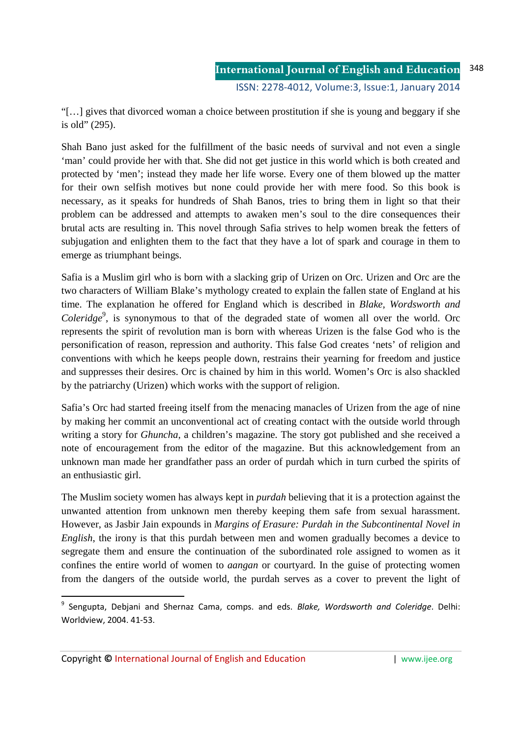"[…] gives that divorced woman a choice between prostitution if she is young and beggary if she is old" (295).

Shah Bano just asked for the fulfillment of the basic needs of survival and not even a single 'man' could provide her with that. She did not get justice in this world which is both created and protected by 'men'; instead they made her life worse. Every one of them blowed up the matter for their own selfish motives but none could provide her with mere food. So this book is necessary, as it speaks for hundreds of Shah Banos, tries to bring them in light so that their problem can be addressed and attempts to awaken men's soul to the dire consequences their brutal acts are resulting in. This novel through Safia strives to help women break the fetters of subjugation and enlighten them to the fact that they have a lot of spark and courage in them to emerge as triumphant beings.

Safia is a Muslim girl who is born with a slacking grip of Urizen on Orc. Urizen and Orc are the two characters of William Blake's mythology created to explain the fallen state of England at his time. The explanation he offered for England which is described in *Blake, Wordsworth and Coleridge*[9], is synonymous to that of the degraded state of women all over the world. Orc represents the spirit of revolution man is born with whereas Urizen is the false God who is the personification of reason, repression and authority. This false God creates 'nets' of religion and conventions with which he keeps people down, restrains their yearning for freedom and justice and suppresses their desires. Orc is chained by him in this world. Women's Orc is also shackled by the patriarchy (Urizen) which works with the support of religion.

Safia's Orc had started freeing itself from the menacing manacles of Urizen from the age of nine by making her commit an unconventional act of creating contact with the outside world through writing a story for *Ghuncha*, a children's magazine. The story got published and she received a note of encouragement from the editor of the magazine. But this acknowledgement from an unknown man made her grandfather pass an order of purdah which in turn curbed the spirits of an enthusiastic girl.

The Muslim society women has always kept in *purdah* believing that it is a protection against the unwanted attention from unknown men thereby keeping them safe from sexual harassment. However, as Jasbir Jain expounds in *Margins of Erasure: Purdah in the Subcontinental Novel in English*, the irony is that this purdah between men and women gradually becomes a device to segregate them and ensure the continuation of the subordinated role assigned to women as it confines the entire world of women to *aangan* or courtyard. In the guise of protecting women from the dangers of the outside world, the purdah serves as a cover to prevent the light of

---

[9] Sengupta, Debjani and Shernaz Cama, comps. and eds. *Blake, Wordsworth and Coleridge*. Delhi: Worldview, 2004. 41-53.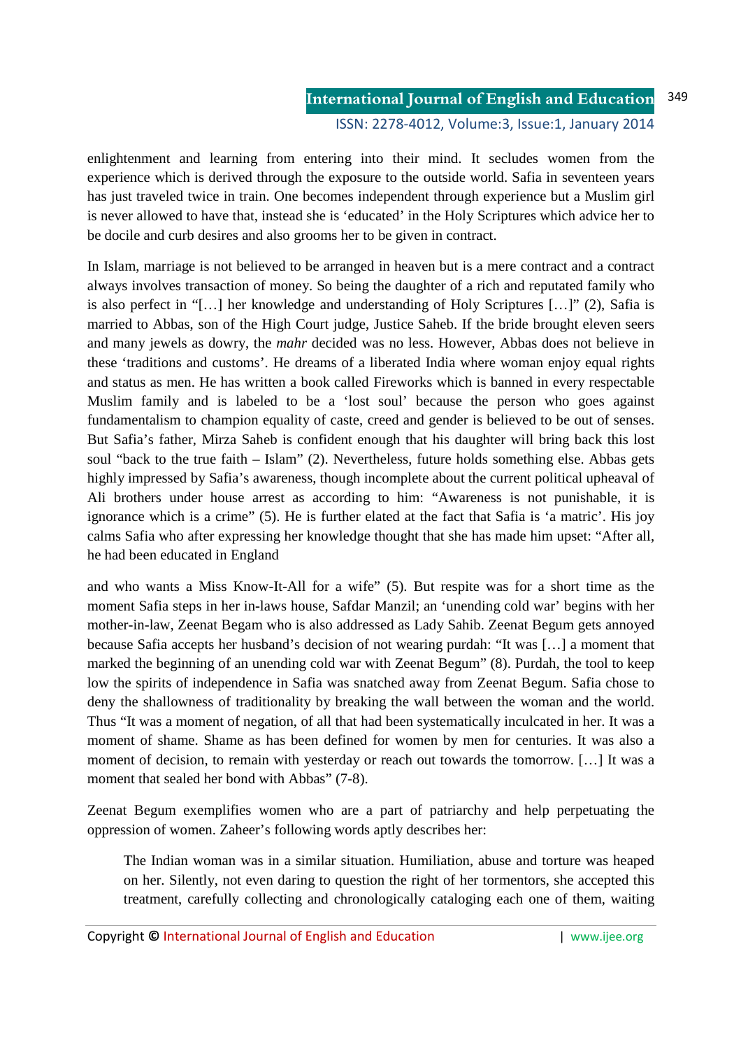enlightenment and learning from entering into their mind. It secludes women from the experience which is derived through the exposure to the outside world. Safia in seventeen years has just traveled twice in train. One becomes independent through experience but a Muslim girl is never allowed to have that, instead she is 'educated' in the Holy Scriptures which advice her to be docile and curb desires and also grooms her to be given in contract.

In Islam, marriage is not believed to be arranged in heaven but is a mere contract and a contract always involves transaction of money. So being the daughter of a rich and reputated family who is also perfect in "[…] her knowledge and understanding of Holy Scriptures […]" (2), Safia is married to Abbas, son of the High Court judge, Justice Saheb. If the bride brought eleven seers and many jewels as dowry, the *mahr* decided was no less. However, Abbas does not believe in these 'traditions and customs'. He dreams of a liberated India where woman enjoy equal rights and status as men. He has written a book called Fireworks which is banned in every respectable Muslim family and is labeled to be a 'lost soul' because the person who goes against fundamentalism to champion equality of caste, creed and gender is believed to be out of senses. But Safia's father, Mirza Saheb is confident enough that his daughter will bring back this lost soul "back to the true faith – Islam" (2). Nevertheless, future holds something else. Abbas gets highly impressed by Safia's awareness, though incomplete about the current political upheaval of Ali brothers under house arrest as according to him: "Awareness is not punishable, it is ignorance which is a crime" (5). He is further elated at the fact that Safia is 'a matric'. His joy calms Safia who after expressing her knowledge thought that she has made him upset: "After all, he had been educated in England

and who wants a Miss Know-It-All for a wife" (5). But respite was for a short time as the moment Safia steps in her in-laws house, Safdar Manzil; an 'unending cold war' begins with her mother-in-law, Zeenat Begam who is also addressed as Lady Sahib. Zeenat Begum gets annoyed because Safia accepts her husband's decision of not wearing purdah: "It was […] a moment that marked the beginning of an unending cold war with Zeenat Begum" (8). Purdah, the tool to keep low the spirits of independence in Safia was snatched away from Zeenat Begum. Safia chose to deny the shallowness of traditionality by breaking the wall between the woman and the world. Thus "It was a moment of negation, of all that had been systematically inculcated in her. It was a moment of shame. Shame as has been defined for women by men for centuries. It was also a moment of decision, to remain with yesterday or reach out towards the tomorrow. […] It was a moment that sealed her bond with Abbas" (7-8).

Zeenat Begum exemplifies women who are a part of patriarchy and help perpetuating the oppression of women. Zaheer's following words aptly describes her:

> The Indian woman was in a similar situation. Humiliation, abuse and torture was heaped on her. Silently, not even daring to question the right of her tormentors, she accepted this treatment, carefully collecting and chronologically cataloging each one of them, waiting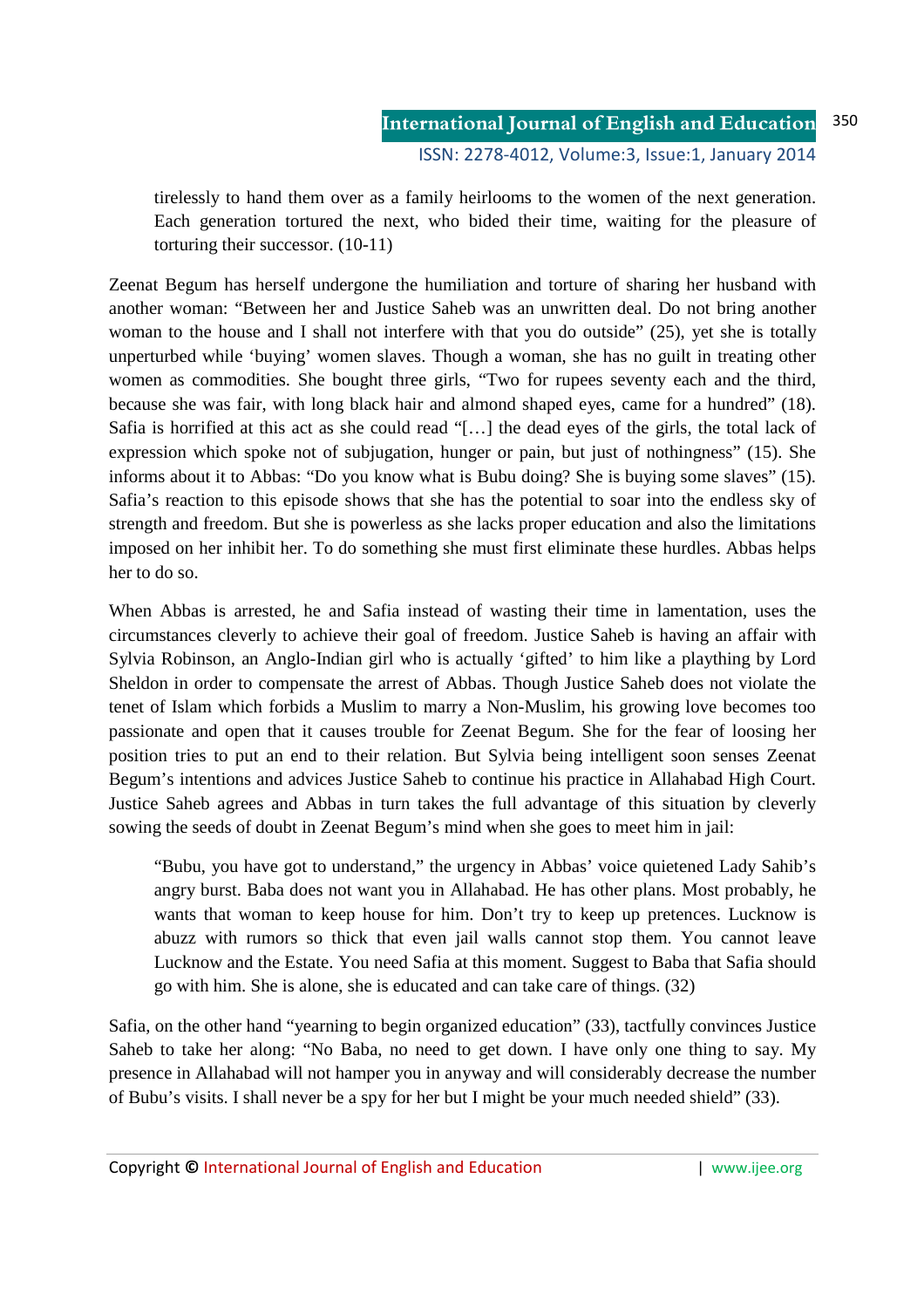> tirelessly to hand them over as a family heirlooms to the women of the next generation. Each generation tortured the next, who bided their time, waiting for the pleasure of torturing their successor. (10-11)

Zeenat Begum has herself undergone the humiliation and torture of sharing her husband with another woman: "Between her and Justice Saheb was an unwritten deal. Do not bring another woman to the house and I shall not interfere with that you do outside" (25), yet she is totally unperturbed while 'buying' women slaves. Though a woman, she has no guilt in treating other women as commodities. She bought three girls, "Two for rupees seventy each and the third, because she was fair, with long black hair and almond shaped eyes, came for a hundred" (18). Safia is horrified at this act as she could read "[…] the dead eyes of the girls, the total lack of expression which spoke not of subjugation, hunger or pain, but just of nothingness" (15). She informs about it to Abbas: "Do you know what is Bubu doing? She is buying some slaves" (15). Safia's reaction to this episode shows that she has the potential to soar into the endless sky of strength and freedom. But she is powerless as she lacks proper education and also the limitations imposed on her inhibit her. To do something she must first eliminate these hurdles. Abbas helps her to do so.

When Abbas is arrested, he and Safia instead of wasting their time in lamentation, uses the circumstances cleverly to achieve their goal of freedom. Justice Saheb is having an affair with Sylvia Robinson, an Anglo-Indian girl who is actually 'gifted' to him like a plaything by Lord Sheldon in order to compensate the arrest of Abbas. Though Justice Saheb does not violate the tenet of Islam which forbids a Muslim to marry a Non-Muslim, his growing love becomes too passionate and open that it causes trouble for Zeenat Begum. She for the fear of loosing her position tries to put an end to their relation. But Sylvia being intelligent soon senses Zeenat Begum's intentions and advices Justice Saheb to continue his practice in Allahabad High Court. Justice Saheb agrees and Abbas in turn takes the full advantage of this situation by cleverly sowing the seeds of doubt in Zeenat Begum's mind when she goes to meet him in jail:

> "Bubu, you have got to understand," the urgency in Abbas' voice quietened Lady Sahib's angry burst. Baba does not want you in Allahabad. He has other plans. Most probably, he wants that woman to keep house for him. Don't try to keep up pretences. Lucknow is abuzz with rumors so thick that even jail walls cannot stop them. You cannot leave Lucknow and the Estate. You need Safia at this moment. Suggest to Baba that Safia should go with him. She is alone, she is educated and can take care of things. (32)

Safia, on the other hand "yearning to begin organized education" (33), tactfully convinces Justice Saheb to take her along: "No Baba, no need to get down. I have only one thing to say. My presence in Allahabad will not hamper you in anyway and will considerably decrease the number of Bubu's visits. I shall never be a spy for her but I might be your much needed shield" (33).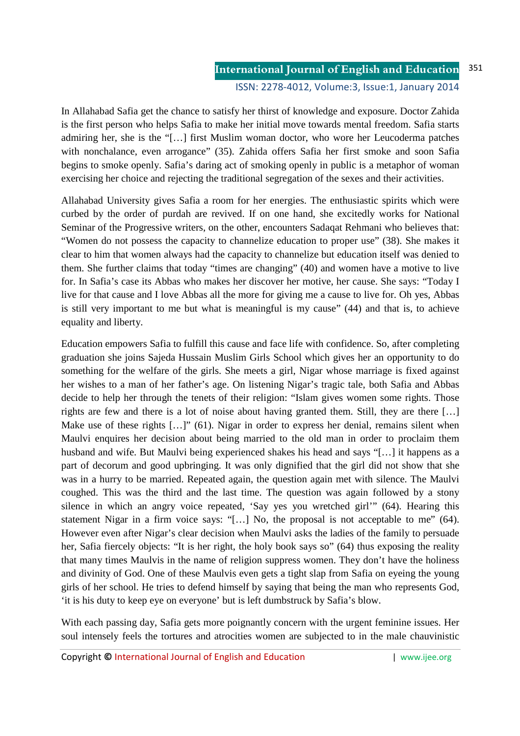In Allahabad Safia get the chance to satisfy her thirst of knowledge and exposure. Doctor Zahida is the first person who helps Safia to make her initial move towards mental freedom. Safia starts admiring her, she is the "[…] first Muslim woman doctor, who wore her Leucoderma patches with nonchalance, even arrogance" (35). Zahida offers Safia her first smoke and soon Safia begins to smoke openly. Safia's daring act of smoking openly in public is a metaphor of woman exercising her choice and rejecting the traditional segregation of the sexes and their activities.

Allahabad University gives Safia a room for her energies. The enthusiastic spirits which were curbed by the order of purdah are revived. If on one hand, she excitedly works for National Seminar of the Progressive writers, on the other, encounters Sadaqat Rehmani who believes that: "Women do not possess the capacity to channelize education to proper use" (38). She makes it clear to him that women always had the capacity to channelize but education itself was denied to them. She further claims that today "times are changing" (40) and women have a motive to live for. In Safia's case its Abbas who makes her discover her motive, her cause. She says: "Today I live for that cause and I love Abbas all the more for giving me a cause to live for. Oh yes, Abbas is still very important to me but what is meaningful is my cause" (44) and that is, to achieve equality and liberty.

Education empowers Safia to fulfill this cause and face life with confidence. So, after completing graduation she joins Sajeda Hussain Muslim Girls School which gives her an opportunity to do something for the welfare of the girls. She meets a girl, Nigar whose marriage is fixed against her wishes to a man of her father's age. On listening Nigar's tragic tale, both Safia and Abbas decide to help her through the tenets of their religion: "Islam gives women some rights. Those rights are few and there is a lot of noise about having granted them. Still, they are there […] Make use of these rights […]" (61). Nigar in order to express her denial, remains silent when Maulvi enquires her decision about being married to the old man in order to proclaim them husband and wife. But Maulvi being experienced shakes his head and says "[…] it happens as a part of decorum and good upbringing. It was only dignified that the girl did not show that she was in a hurry to be married. Repeated again, the question again met with silence. The Maulvi coughed. This was the third and the last time. The question was again followed by a stony silence in which an angry voice repeated, 'Say yes you wretched girl'" (64). Hearing this statement Nigar in a firm voice says: "[…] No, the proposal is not acceptable to me" (64). However even after Nigar's clear decision when Maulvi asks the ladies of the family to persuade her, Safia fiercely objects: "It is her right, the holy book says so" (64) thus exposing the reality that many times Maulvis in the name of religion suppress women. They don't have the holiness and divinity of God. One of these Maulvis even gets a tight slap from Safia on eyeing the young girls of her school. He tries to defend himself by saying that being the man who represents God, 'it is his duty to keep eye on everyone' but is left dumbstruck by Safia's blow.

With each passing day, Safia gets more poignantly concern with the urgent feminine issues. Her soul intensely feels the tortures and atrocities women are subjected to in the male chauvinistic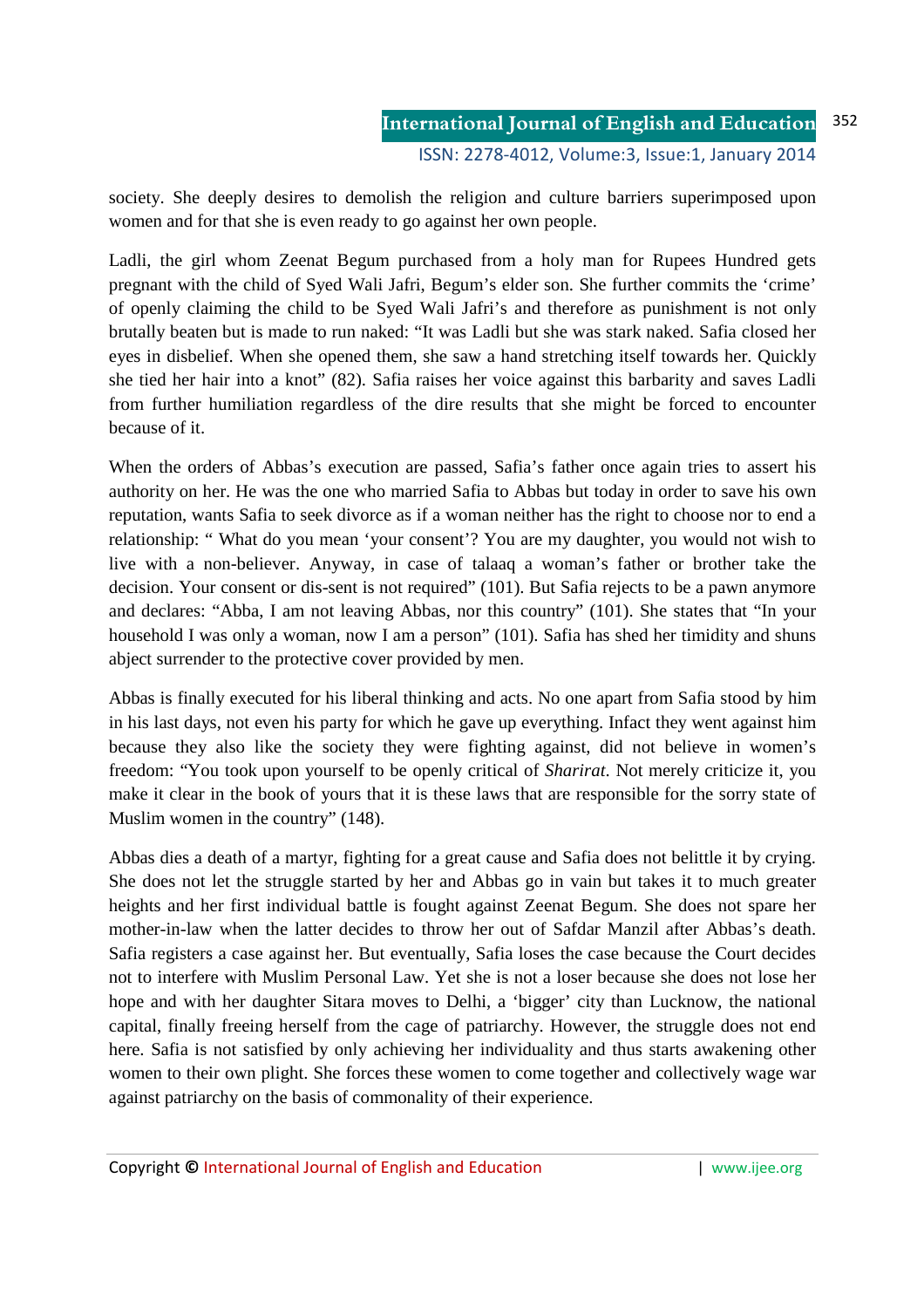society. She deeply desires to demolish the religion and culture barriers superimposed upon women and for that she is even ready to go against her own people.

Ladli, the girl whom Zeenat Begum purchased from a holy man for Rupees Hundred gets pregnant with the child of Syed Wali Jafri, Begum's elder son. She further commits the 'crime' of openly claiming the child to be Syed Wali Jafri's and therefore as punishment is not only brutally beaten but is made to run naked: "It was Ladli but she was stark naked. Safia closed her eyes in disbelief. When she opened them, she saw a hand stretching itself towards her. Quickly she tied her hair into a knot" (82). Safia raises her voice against this barbarity and saves Ladli from further humiliation regardless of the dire results that she might be forced to encounter because of it.

When the orders of Abbas's execution are passed, Safia's father once again tries to assert his authority on her. He was the one who married Safia to Abbas but today in order to save his own reputation, wants Safia to seek divorce as if a woman neither has the right to choose nor to end a relationship: " What do you mean 'your consent'? You are my daughter, you would not wish to live with a non-believer. Anyway, in case of talaaq a woman's father or brother take the decision. Your consent or dis-sent is not required" (101). But Safia rejects to be a pawn anymore and declares: "Abba, I am not leaving Abbas, nor this country" (101). She states that "In your household I was only a woman, now I am a person" (101). Safia has shed her timidity and shuns abject surrender to the protective cover provided by men.

Abbas is finally executed for his liberal thinking and acts. No one apart from Safia stood by him in his last days, not even his party for which he gave up everything. Infact they went against him because they also like the society they were fighting against, did not believe in women's freedom: "You took upon yourself to be openly critical of *Sharirat*. Not merely criticize it, you make it clear in the book of yours that it is these laws that are responsible for the sorry state of Muslim women in the country" (148).

Abbas dies a death of a martyr, fighting for a great cause and Safia does not belittle it by crying. She does not let the struggle started by her and Abbas go in vain but takes it to much greater heights and her first individual battle is fought against Zeenat Begum. She does not spare her mother-in-law when the latter decides to throw her out of Safdar Manzil after Abbas's death. Safia registers a case against her. But eventually, Safia loses the case because the Court decides not to interfere with Muslim Personal Law. Yet she is not a loser because she does not lose her hope and with her daughter Sitara moves to Delhi, a 'bigger' city than Lucknow, the national capital, finally freeing herself from the cage of patriarchy. However, the struggle does not end here. Safia is not satisfied by only achieving her individuality and thus starts awakening other women to their own plight. She forces these women to come together and collectively wage war against patriarchy on the basis of commonality of their experience.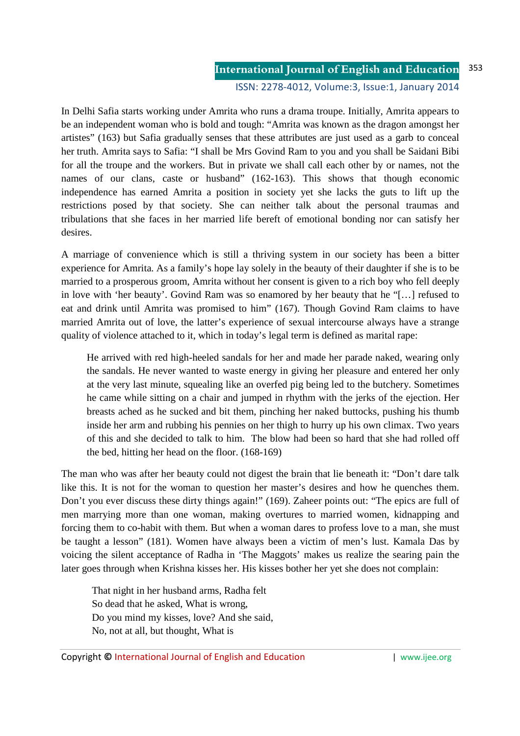In Delhi Safia starts working under Amrita who runs a drama troupe. Initially, Amrita appears to be an independent woman who is bold and tough: "Amrita was known as the dragon amongst her artistes" (163) but Safia gradually senses that these attributes are just used as a garb to conceal her truth. Amrita says to Safia: "I shall be Mrs Govind Ram to you and you shall be Saidani Bibi for all the troupe and the workers. But in private we shall call each other by or names, not the names of our clans, caste or husband" (162-163). This shows that though economic independence has earned Amrita a position in society yet she lacks the guts to lift up the restrictions posed by that society. She can neither talk about the personal traumas and tribulations that she faces in her married life bereft of emotional bonding nor can satisfy her desires.

A marriage of convenience which is still a thriving system in our society has been a bitter experience for Amrita. As a family's hope lay solely in the beauty of their daughter if she is to be married to a prosperous groom, Amrita without her consent is given to a rich boy who fell deeply in love with 'her beauty'. Govind Ram was so enamored by her beauty that he "[…] refused to eat and drink until Amrita was promised to him" (167). Though Govind Ram claims to have married Amrita out of love, the latter's experience of sexual intercourse always have a strange quality of violence attached to it, which in today's legal term is defined as marital rape:

> He arrived with red high-heeled sandals for her and made her parade naked, wearing only the sandals. He never wanted to waste energy in giving her pleasure and entered her only at the very last minute, squealing like an overfed pig being led to the butchery. Sometimes he came while sitting on a chair and jumped in rhythm with the jerks of the ejection. Her breasts ached as he sucked and bit them, pinching her naked buttocks, pushing his thumb inside her arm and rubbing his pennies on her thigh to hurry up his own climax. Two years of this and she decided to talk to him. The blow had been so hard that she had rolled off the bed, hitting her head on the floor. (168-169)

The man who was after her beauty could not digest the brain that lie beneath it: "Don't dare talk like this. It is not for the woman to question her master's desires and how he quenches them. Don't you ever discuss these dirty things again!" (169). Zaheer points out: "The epics are full of men marrying more than one woman, making overtures to married women, kidnapping and forcing them to co-habit with them. But when a woman dares to profess love to a man, she must be taught a lesson" (181). Women have always been a victim of men's lust. Kamala Das by voicing the silent acceptance of Radha in 'The Maggots' makes us realize the searing pain the later goes through when Krishna kisses her. His kisses bother her yet she does not complain:

> That night in her husband arms, Radha felt
> So dead that he asked, What is wrong,
> Do you mind my kisses, love? And she said,
> No, not at all, but thought, What is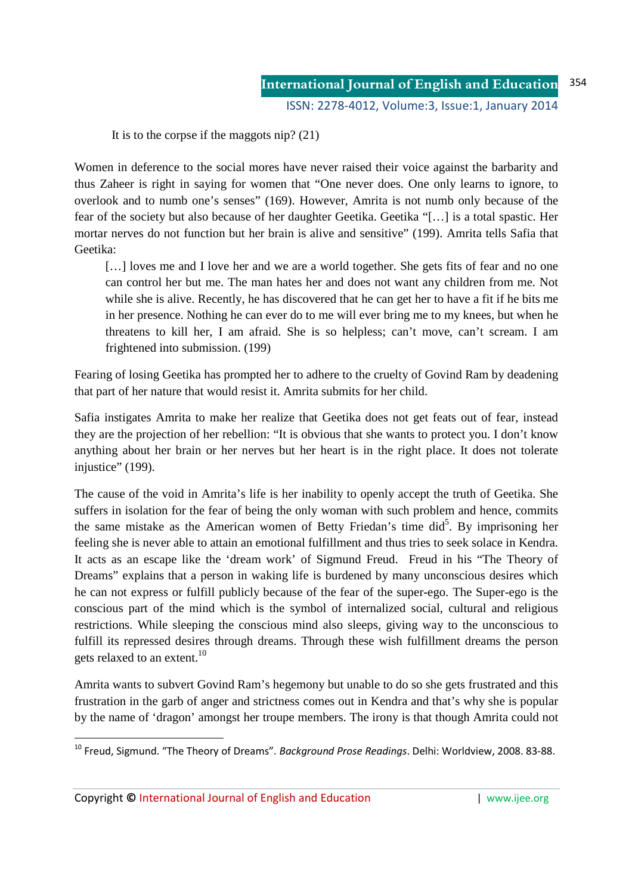It is to the corpse if the maggots nip? (21)

Women in deference to the social mores have never raised their voice against the barbarity and thus Zaheer is right in saying for women that "One never does. One only learns to ignore, to overlook and to numb one's senses" (169). However, Amrita is not numb only because of the fear of the society but also because of her daughter Geetika. Geetika "[…] is a total spastic. Her mortar nerves do not function but her brain is alive and sensitive" (199). Amrita tells Safia that Geetika:

> […] loves me and I love her and we are a world together. She gets fits of fear and no one can control her but me. The man hates her and does not want any children from me. Not while she is alive. Recently, he has discovered that he can get her to have a fit if he bits me in her presence. Nothing he can ever do to me will ever bring me to my knees, but when he threatens to kill her, I am afraid. She is so helpless; can't move, can't scream. I am frightened into submission. (199)

Fearing of losing Geetika has prompted her to adhere to the cruelty of Govind Ram by deadening that part of her nature that would resist it. Amrita submits for her child.

Safia instigates Amrita to make her realize that Geetika does not get feats out of fear, instead they are the projection of her rebellion: "It is obvious that she wants to protect you. I don't know anything about her brain or her nerves but her heart is in the right place. It does not tolerate injustice" (199).

The cause of the void in Amrita's life is her inability to openly accept the truth of Geetika. She suffers in isolation for the fear of being the only woman with such problem and hence, commits the same mistake as the American women of Betty Friedan's time did[5]. By imprisoning her feeling she is never able to attain an emotional fulfillment and thus tries to seek solace in Kendra. It acts as an escape like the 'dream work' of Sigmund Freud. Freud in his "The Theory of Dreams" explains that a person in waking life is burdened by many unconscious desires which he can not express or fulfill publicly because of the fear of the super-ego. The Super-ego is the conscious part of the mind which is the symbol of internalized social, cultural and religious restrictions. While sleeping the conscious mind also sleeps, giving way to the unconscious to fulfill its repressed desires through dreams. Through these wish fulfillment dreams the person gets relaxed to an extent.[10]

Amrita wants to subvert Govind Ram's hegemony but unable to do so she gets frustrated and this frustration in the garb of anger and strictness comes out in Kendra and that's why she is popular by the name of 'dragon' amongst her troupe members. The irony is that though Amrita could not

---

[10] Freud, Sigmund. "The Theory of Dreams". *Background Prose Readings*. Delhi: Worldview, 2008. 83-88.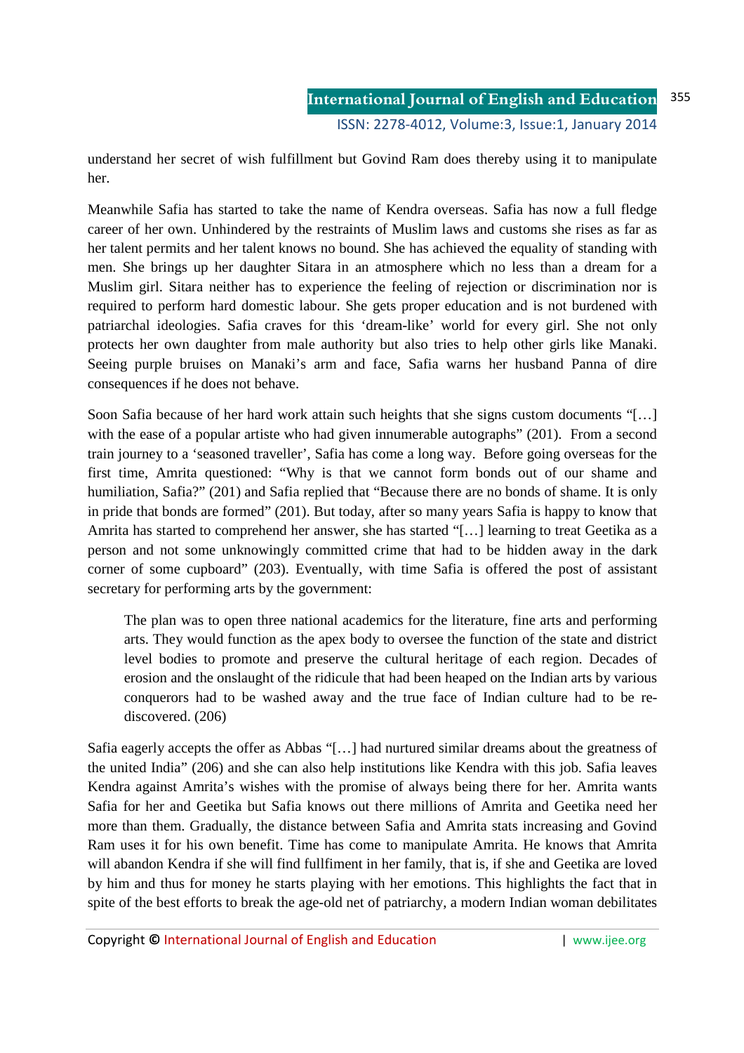understand her secret of wish fulfillment but Govind Ram does thereby using it to manipulate her.

Meanwhile Safia has started to take the name of Kendra overseas. Safia has now a full fledge career of her own. Unhindered by the restraints of Muslim laws and customs she rises as far as her talent permits and her talent knows no bound. She has achieved the equality of standing with men. She brings up her daughter Sitara in an atmosphere which no less than a dream for a Muslim girl. Sitara neither has to experience the feeling of rejection or discrimination nor is required to perform hard domestic labour. She gets proper education and is not burdened with patriarchal ideologies. Safia craves for this 'dream-like' world for every girl. She not only protects her own daughter from male authority but also tries to help other girls like Manaki. Seeing purple bruises on Manaki's arm and face, Safia warns her husband Panna of dire consequences if he does not behave.

Soon Safia because of her hard work attain such heights that she signs custom documents "[…] with the ease of a popular artiste who had given innumerable autographs" (201). From a second train journey to a 'seasoned traveller', Safia has come a long way. Before going overseas for the first time, Amrita questioned: "Why is that we cannot form bonds out of our shame and humiliation, Safia?" (201) and Safia replied that "Because there are no bonds of shame. It is only in pride that bonds are formed" (201). But today, after so many years Safia is happy to know that Amrita has started to comprehend her answer, she has started "[…] learning to treat Geetika as a person and not some unknowingly committed crime that had to be hidden away in the dark corner of some cupboard" (203). Eventually, with time Safia is offered the post of assistant secretary for performing arts by the government:

> The plan was to open three national academics for the literature, fine arts and performing arts. They would function as the apex body to oversee the function of the state and district level bodies to promote and preserve the cultural heritage of each region. Decades of erosion and the onslaught of the ridicule that had been heaped on the Indian arts by various conquerors had to be washed away and the true face of Indian culture had to be re-discovered. (206)

Safia eagerly accepts the offer as Abbas "[…] had nurtured similar dreams about the greatness of the united India" (206) and she can also help institutions like Kendra with this job. Safia leaves Kendra against Amrita's wishes with the promise of always being there for her. Amrita wants Safia for her and Geetika but Safia knows out there millions of Amrita and Geetika need her more than them. Gradually, the distance between Safia and Amrita stats increasing and Govind Ram uses it for his own benefit. Time has come to manipulate Amrita. He knows that Amrita will abandon Kendra if she will find fullfiment in her family, that is, if she and Geetika are loved by him and thus for money he starts playing with her emotions. This highlights the fact that in spite of the best efforts to break the age-old net of patriarchy, a modern Indian woman debilitates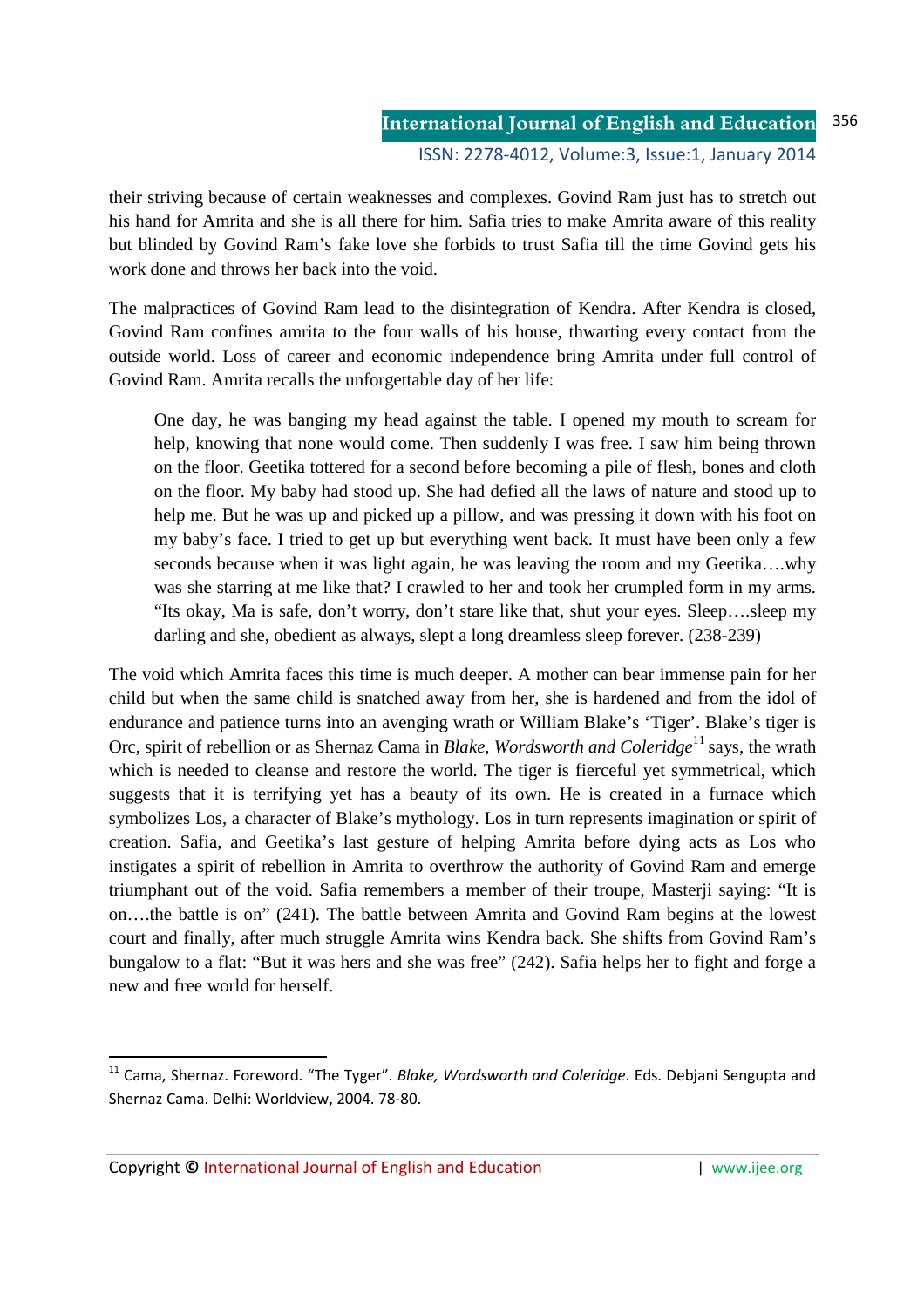their striving because of certain weaknesses and complexes. Govind Ram just has to stretch out his hand for Amrita and she is all there for him. Safia tries to make Amrita aware of this reality but blinded by Govind Ram's fake love she forbids to trust Safia till the time Govind gets his work done and throws her back into the void.

The malpractices of Govind Ram lead to the disintegration of Kendra. After Kendra is closed, Govind Ram confines amrita to the four walls of his house, thwarting every contact from the outside world. Loss of career and economic independence bring Amrita under full control of Govind Ram. Amrita recalls the unforgettable day of her life:

> One day, he was banging my head against the table. I opened my mouth to scream for help, knowing that none would come. Then suddenly I was free. I saw him being thrown on the floor. Geetika tottered for a second before becoming a pile of flesh, bones and cloth on the floor. My baby had stood up. She had defied all the laws of nature and stood up to help me. But he was up and picked up a pillow, and was pressing it down with his foot on my baby's face. I tried to get up but everything went back. It must have been only a few seconds because when it was light again, he was leaving the room and my Geetika….why was she starring at me like that? I crawled to her and took her crumpled form in my arms. "Its okay, Ma is safe, don't worry, don't stare like that, shut your eyes. Sleep….sleep my darling and she, obedient as always, slept a long dreamless sleep forever. (238-239)

The void which Amrita faces this time is much deeper. A mother can bear immense pain for her child but when the same child is snatched away from her, she is hardened and from the idol of endurance and patience turns into an avenging wrath or William Blake's 'Tiger'. Blake's tiger is Orc, spirit of rebellion or as Shernaz Cama in *Blake, Wordsworth and Coleridge*[11] says, the wrath which is needed to cleanse and restore the world. The tiger is fierceful yet symmetrical, which suggests that it is terrifying yet has a beauty of its own. He is created in a furnace which symbolizes Los, a character of Blake's mythology. Los in turn represents imagination or spirit of creation. Safia, and Geetika's last gesture of helping Amrita before dying acts as Los who instigates a spirit of rebellion in Amrita to overthrow the authority of Govind Ram and emerge triumphant out of the void. Safia remembers a member of their troupe, Masterji saying: "It is on….the battle is on" (241). The battle between Amrita and Govind Ram begins at the lowest court and finally, after much struggle Amrita wins Kendra back. She shifts from Govind Ram's bungalow to a flat: "But it was hers and she was free" (242). Safia helps her to fight and forge a new and free world for herself.

---

[11] Cama, Shernaz. Foreword. "The Tyger". *Blake, Wordsworth and Coleridge*. Eds. Debjani Sengupta and Shernaz Cama. Delhi: Worldview, 2004. 78-80.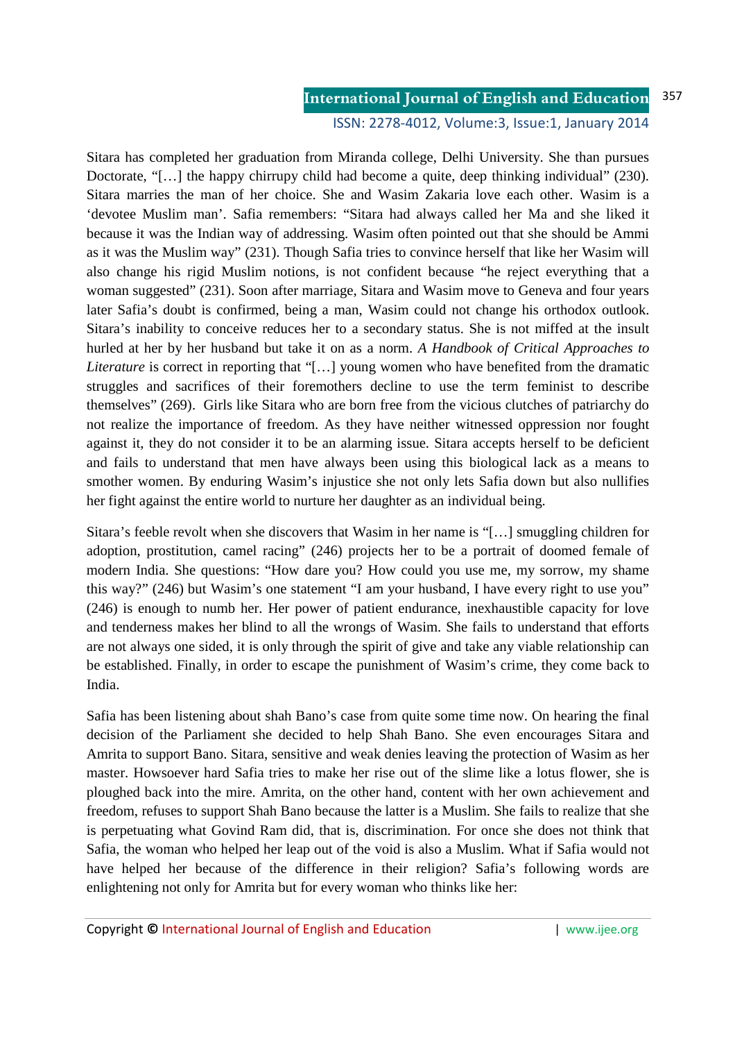Sitara has completed her graduation from Miranda college, Delhi University. She than pursues Doctorate, "[…] the happy chirrupy child had become a quite, deep thinking individual" (230). Sitara marries the man of her choice. She and Wasim Zakaria love each other. Wasim is a 'devotee Muslim man'. Safia remembers: "Sitara had always called her Ma and she liked it because it was the Indian way of addressing. Wasim often pointed out that she should be Ammi as it was the Muslim way" (231). Though Safia tries to convince herself that like her Wasim will also change his rigid Muslim notions, is not confident because "he reject everything that a woman suggested" (231). Soon after marriage, Sitara and Wasim move to Geneva and four years later Safia's doubt is confirmed, being a man, Wasim could not change his orthodox outlook. Sitara's inability to conceive reduces her to a secondary status. She is not miffed at the insult hurled at her by her husband but take it on as a norm. *A Handbook of Critical Approaches to Literature* is correct in reporting that "[…] young women who have benefited from the dramatic struggles and sacrifices of their foremothers decline to use the term feminist to describe themselves" (269). Girls like Sitara who are born free from the vicious clutches of patriarchy do not realize the importance of freedom. As they have neither witnessed oppression nor fought against it, they do not consider it to be an alarming issue. Sitara accepts herself to be deficient and fails to understand that men have always been using this biological lack as a means to smother women. By enduring Wasim's injustice she not only lets Safia down but also nullifies her fight against the entire world to nurture her daughter as an individual being.

Sitara's feeble revolt when she discovers that Wasim in her name is "[…] smuggling children for adoption, prostitution, camel racing" (246) projects her to be a portrait of doomed female of modern India. She questions: "How dare you? How could you use me, my sorrow, my shame this way?" (246) but Wasim's one statement "I am your husband, I have every right to use you" (246) is enough to numb her. Her power of patient endurance, inexhaustible capacity for love and tenderness makes her blind to all the wrongs of Wasim. She fails to understand that efforts are not always one sided, it is only through the spirit of give and take any viable relationship can be established. Finally, in order to escape the punishment of Wasim's crime, they come back to India.

Safia has been listening about shah Bano's case from quite some time now. On hearing the final decision of the Parliament she decided to help Shah Bano. She even encourages Sitara and Amrita to support Bano. Sitara, sensitive and weak denies leaving the protection of Wasim as her master. Howsoever hard Safia tries to make her rise out of the slime like a lotus flower, she is ploughed back into the mire. Amrita, on the other hand, content with her own achievement and freedom, refuses to support Shah Bano because the latter is a Muslim. She fails to realize that she is perpetuating what Govind Ram did, that is, discrimination. For once she does not think that Safia, the woman who helped her leap out of the void is also a Muslim. What if Safia would not have helped her because of the difference in their religion? Safia's following words are enlightening not only for Amrita but for every woman who thinks like her: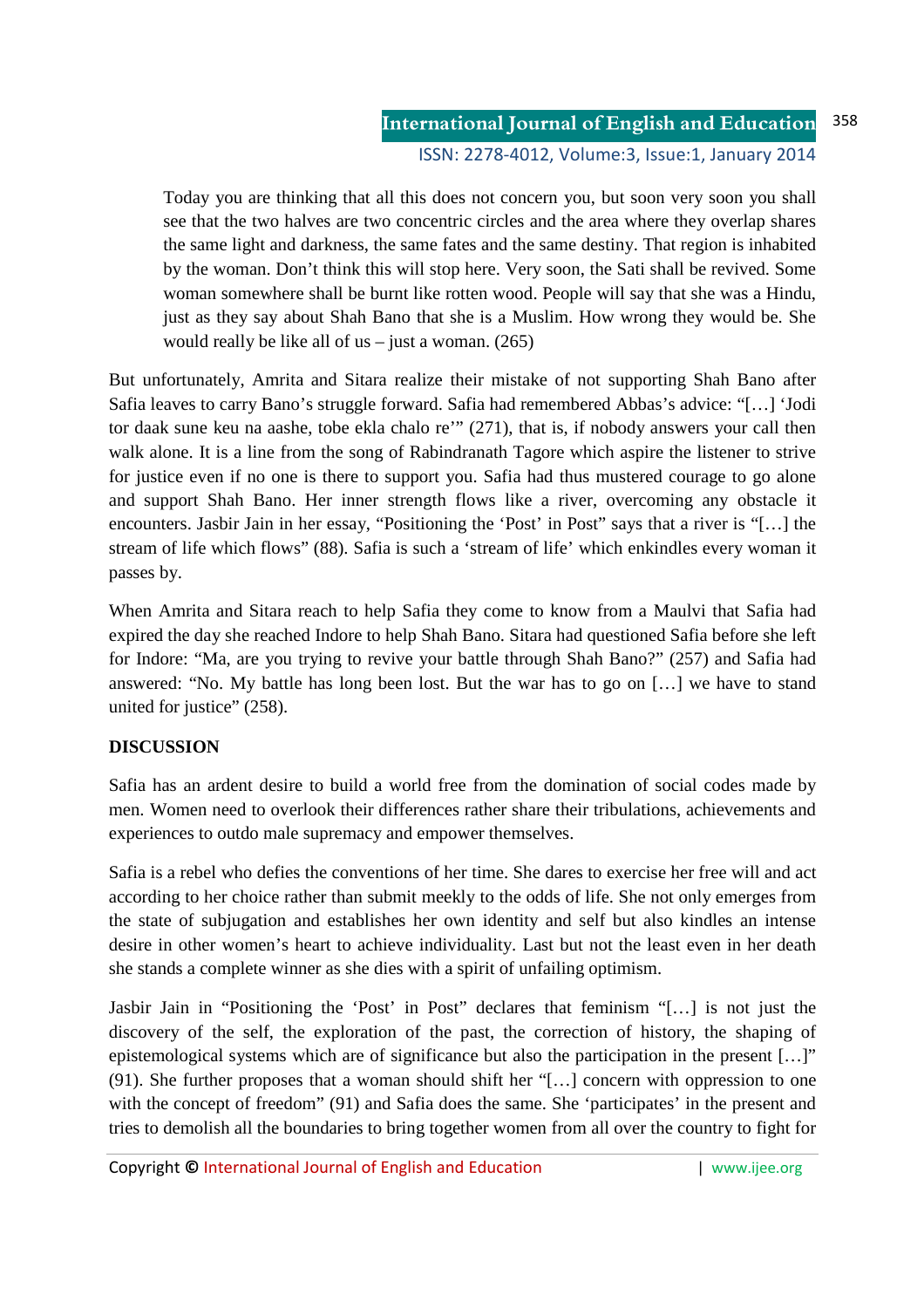> Today you are thinking that all this does not concern you, but soon very soon you shall see that the two halves are two concentric circles and the area where they overlap shares the same light and darkness, the same fates and the same destiny. That region is inhabited by the woman. Don't think this will stop here. Very soon, the Sati shall be revived. Some woman somewhere shall be burnt like rotten wood. People will say that she was a Hindu, just as they say about Shah Bano that she is a Muslim. How wrong they would be. She would really be like all of us – just a woman. (265)

But unfortunately, Amrita and Sitara realize their mistake of not supporting Shah Bano after Safia leaves to carry Bano's struggle forward. Safia had remembered Abbas's advice: "[…] 'Jodi tor daak sune keu na aashe, tobe ekla chalo re'" (271), that is, if nobody answers your call then walk alone. It is a line from the song of Rabindranath Tagore which aspire the listener to strive for justice even if no one is there to support you. Safia had thus mustered courage to go alone and support Shah Bano. Her inner strength flows like a river, overcoming any obstacle it encounters. Jasbir Jain in her essay, "Positioning the 'Post' in Post" says that a river is "[…] the stream of life which flows" (88). Safia is such a 'stream of life' which enkindles every woman it passes by.

When Amrita and Sitara reach to help Safia they come to know from a Maulvi that Safia had expired the day she reached Indore to help Shah Bano. Sitara had questioned Safia before she left for Indore: "Ma, are you trying to revive your battle through Shah Bano?" (257) and Safia had answered: "No. My battle has long been lost. But the war has to go on […] we have to stand united for justice" (258).

**DISCUSSION**

Safia has an ardent desire to build a world free from the domination of social codes made by men. Women need to overlook their differences rather share their tribulations, achievements and experiences to outdo male supremacy and empower themselves.

Safia is a rebel who defies the conventions of her time. She dares to exercise her free will and act according to her choice rather than submit meekly to the odds of life. She not only emerges from the state of subjugation and establishes her own identity and self but also kindles an intense desire in other women's heart to achieve individuality. Last but not the least even in her death she stands a complete winner as she dies with a spirit of unfailing optimism.

Jasbir Jain in "Positioning the 'Post' in Post" declares that feminism "[…] is not just the discovery of the self, the exploration of the past, the correction of history, the shaping of epistemological systems which are of significance but also the participation in the present […]" (91). She further proposes that a woman should shift her "[…] concern with oppression to one with the concept of freedom" (91) and Safia does the same. She 'participates' in the present and tries to demolish all the boundaries to bring together women from all over the country to fight for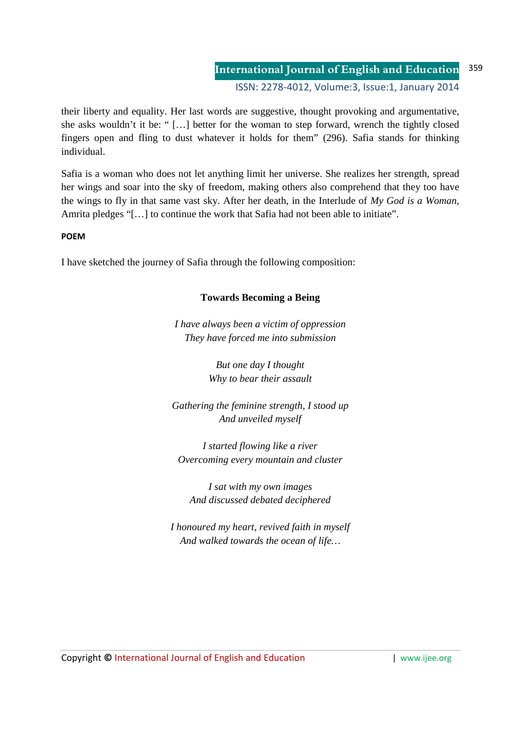their liberty and equality. Her last words are suggestive, thought provoking and argumentative, she asks wouldn't it be: " […] better for the woman to step forward, wrench the tightly closed fingers open and fling to dust whatever it holds for them" (296). Safia stands for thinking individual.

Safia is a woman who does not let anything limit her universe. She realizes her strength, spread her wings and soar into the sky of freedom, making others also comprehend that they too have the wings to fly in that same vast sky. After her death, in the Interlude of *My God is a Woman*, Amrita pledges "[…] to continue the work that Safia had not been able to initiate".

**POEM**

I have sketched the journey of Safia through the following composition:

**Towards Becoming a Being**

*I have always been a victim of oppression*
*They have forced me into submission*

*But one day I thought*
*Why to bear their assault*

*Gathering the feminine strength, I stood up*
*And unveiled myself*

*I started flowing like a river*
*Overcoming every mountain and cluster*

*I sat with my own images*
*And discussed debated deciphered*

*I honoured my heart, revived faith in myself*
*And walked towards the ocean of life…*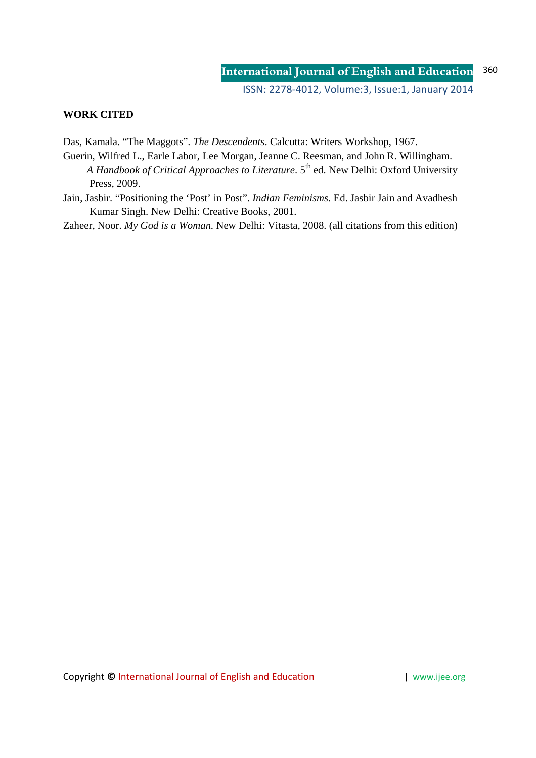## WORK CITED

Das, Kamala. "The Maggots". *The Descendents*. Calcutta: Writers Workshop, 1967.

Guerin, Wilfred L., Earle Labor, Lee Morgan, Jeanne C. Reesman, and John R. Willingham. *A Handbook of Critical Approaches to Literature*. 5th ed. New Delhi: Oxford University Press, 2009.

Jain, Jasbir. "Positioning the 'Post' in Post". *Indian Feminisms*. Ed. Jasbir Jain and Avadhesh Kumar Singh. New Delhi: Creative Books, 2001.

Zaheer, Noor. *My God is a Woman.* New Delhi: Vitasta, 2008. (all citations from this edition)